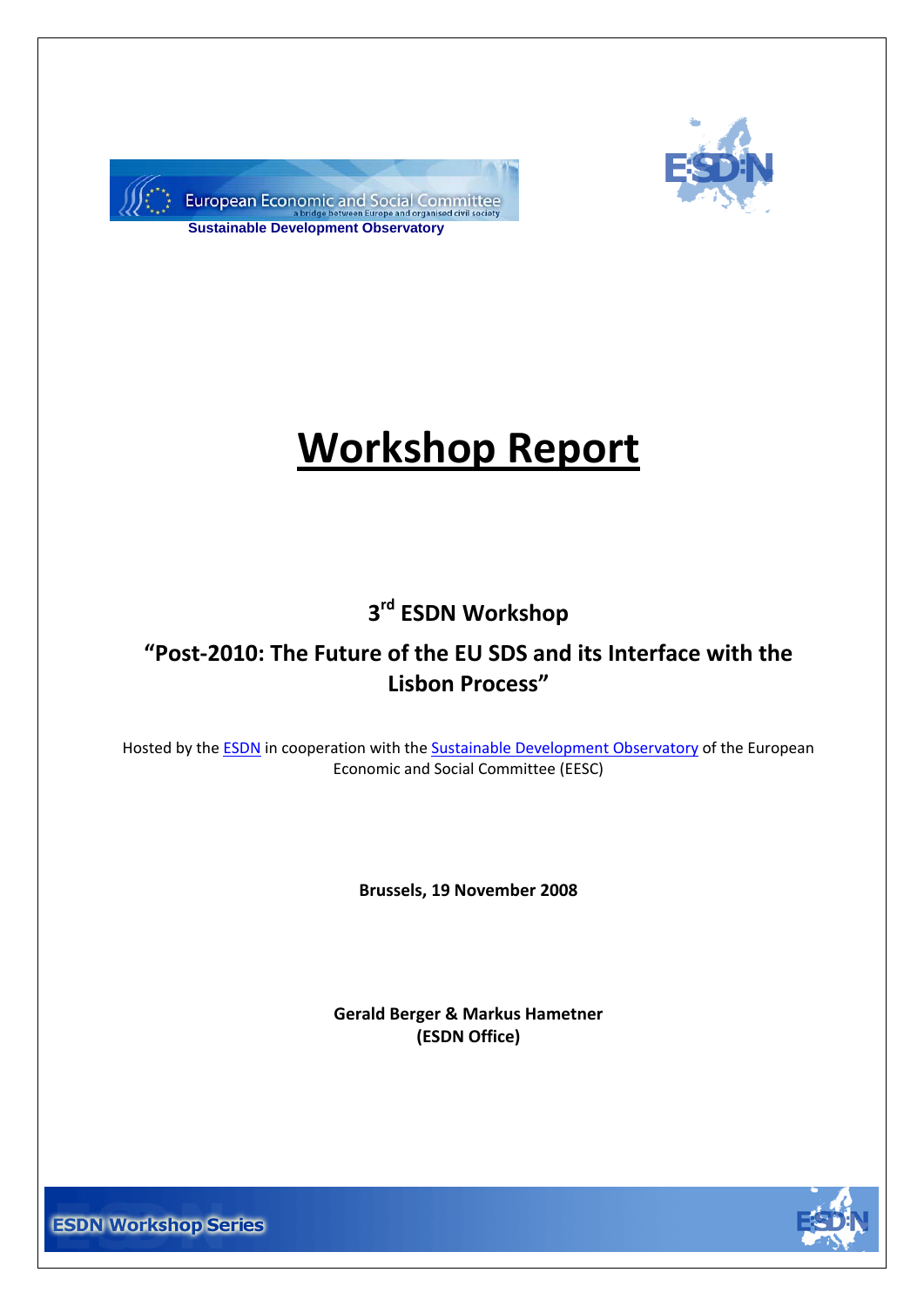European Economic and Social Committee
a bridge between Europe and organised civil society
**Sustainable Development Observatory**

# Workshop Report

## 3rd ESDN Workshop

## "Post-2010: The Future of the EU SDS and its Interface with the Lisbon Process"

Hosted by the ESDN in cooperation with the Sustainable Development Observatory of the European Economic and Social Committee (EESC)

**Brussels, 19 November 2008**

**Gerald Berger & Markus Hametner**
**(ESDN Office)**

ESDN Workshop Series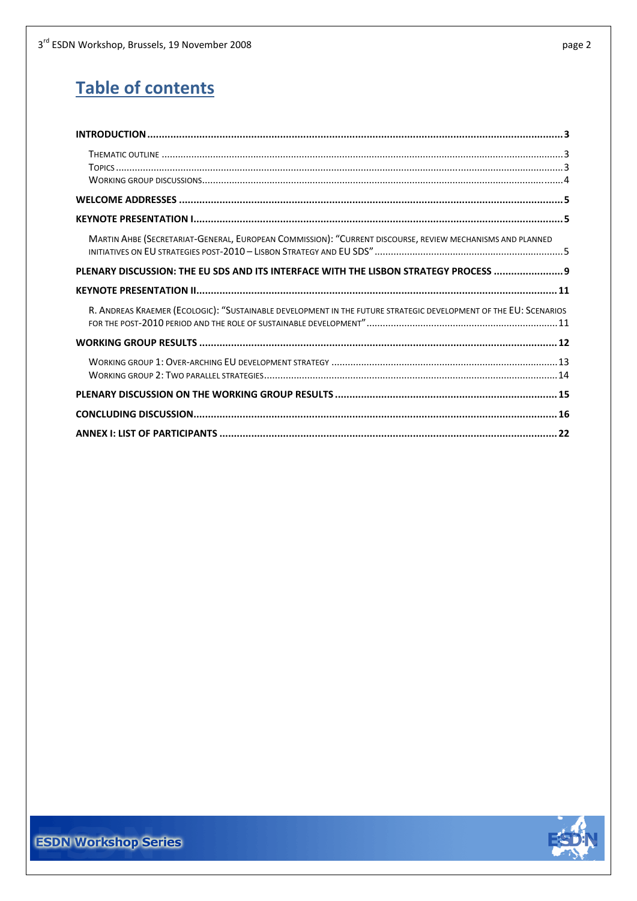# Table of contents

INTRODUCTION ............................................................................................................................................. 3

THEMATIC OUTLINE ............................................................................................................................................. 3

TOPICS ............................................................................................................................................. 3

WORKING GROUP DISCUSSIONS ............................................................................................................................................. 4

WELCOME ADDRESSES ............................................................................................................................................. 5

KEYNOTE PRESENTATION I ............................................................................................................................................. 5

MARTIN AHBE (SECRETARIAT-GENERAL, EUROPEAN COMMISSION): "CURRENT DISCOURSE, REVIEW MECHANISMS AND PLANNED INITIATIVES ON EU STRATEGIES POST-2010 – LISBON STRATEGY AND EU SDS" ............................................................................................................................................. 5

PLENARY DISCUSSION: THE EU SDS AND ITS INTERFACE WITH THE LISBON STRATEGY PROCESS ............................................................................................................................................. 9

KEYNOTE PRESENTATION II ............................................................................................................................................. 11

R. ANDREAS KRAEMER (ECOLOGIC): "SUSTAINABLE DEVELOPMENT IN THE FUTURE STRATEGIC DEVELOPMENT OF THE EU: SCENARIOS FOR THE POST-2010 PERIOD AND THE ROLE OF SUSTAINABLE DEVELOPMENT" ............................................................................................................................................. 11

WORKING GROUP RESULTS ............................................................................................................................................. 12

WORKING GROUP 1: OVER-ARCHING EU DEVELOPMENT STRATEGY ............................................................................................................................................. 13

WORKING GROUP 2: TWO PARALLEL STRATEGIES ............................................................................................................................................. 14

PLENARY DISCUSSION ON THE WORKING GROUP RESULTS ............................................................................................................................................. 15

CONCLUDING DISCUSSION ............................................................................................................................................. 16

ANNEX I: LIST OF PARTICIPANTS ............................................................................................................................................. 22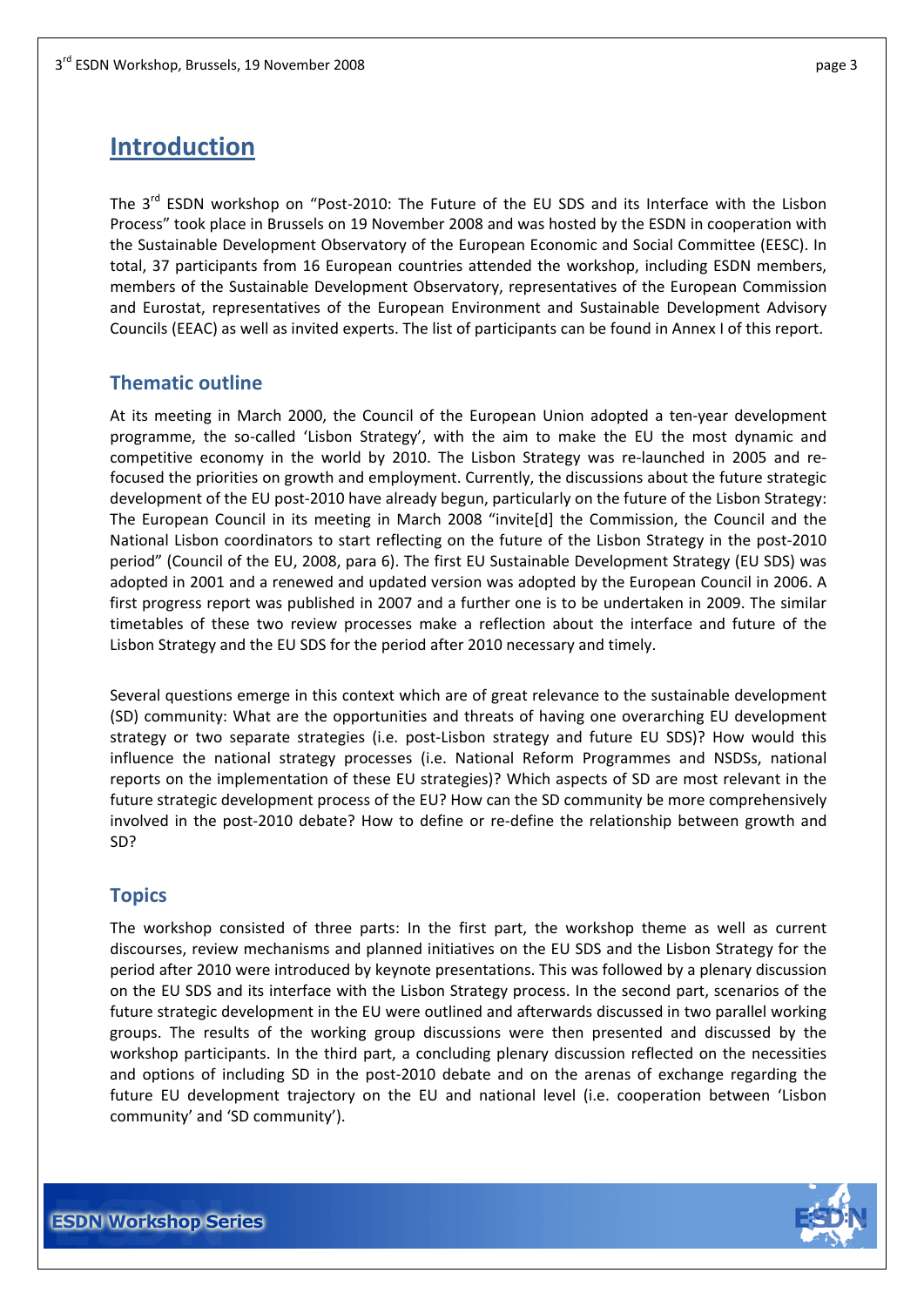# Introduction

The 3rd ESDN workshop on "Post-2010: The Future of the EU SDS and its Interface with the Lisbon Process" took place in Brussels on 19 November 2008 and was hosted by the ESDN in cooperation with the Sustainable Development Observatory of the European Economic and Social Committee (EESC). In total, 37 participants from 16 European countries attended the workshop, including ESDN members, members of the Sustainable Development Observatory, representatives of the European Commission and Eurostat, representatives of the European Environment and Sustainable Development Advisory Councils (EEAC) as well as invited experts. The list of participants can be found in Annex I of this report.

## Thematic outline

At its meeting in March 2000, the Council of the European Union adopted a ten-year development programme, the so-called 'Lisbon Strategy', with the aim to make the EU the most dynamic and competitive economy in the world by 2010. The Lisbon Strategy was re-launched in 2005 and re-focused the priorities on growth and employment. Currently, the discussions about the future strategic development of the EU post-2010 have already begun, particularly on the future of the Lisbon Strategy: The European Council in its meeting in March 2008 "invite[d] the Commission, the Council and the National Lisbon coordinators to start reflecting on the future of the Lisbon Strategy in the post-2010 period" (Council of the EU, 2008, para 6). The first EU Sustainable Development Strategy (EU SDS) was adopted in 2001 and a renewed and updated version was adopted by the European Council in 2006. A first progress report was published in 2007 and a further one is to be undertaken in 2009. The similar timetables of these two review processes make a reflection about the interface and future of the Lisbon Strategy and the EU SDS for the period after 2010 necessary and timely.

Several questions emerge in this context which are of great relevance to the sustainable development (SD) community: What are the opportunities and threats of having one overarching EU development strategy or two separate strategies (i.e. post-Lisbon strategy and future EU SDS)? How would this influence the national strategy processes (i.e. National Reform Programmes and NSDSs, national reports on the implementation of these EU strategies)? Which aspects of SD are most relevant in the future strategic development process of the EU? How can the SD community be more comprehensively involved in the post-2010 debate? How to define or re-define the relationship between growth and SD?

## Topics

The workshop consisted of three parts: In the first part, the workshop theme as well as current discourses, review mechanisms and planned initiatives on the EU SDS and the Lisbon Strategy for the period after 2010 were introduced by keynote presentations. This was followed by a plenary discussion on the EU SDS and its interface with the Lisbon Strategy process. In the second part, scenarios of the future strategic development in the EU were outlined and afterwards discussed in two parallel working groups. The results of the working group discussions were then presented and discussed by the workshop participants. In the third part, a concluding plenary discussion reflected on the necessities and options of including SD in the post-2010 debate and on the arenas of exchange regarding the future EU development trajectory on the EU and national level (i.e. cooperation between 'Lisbon community' and 'SD community').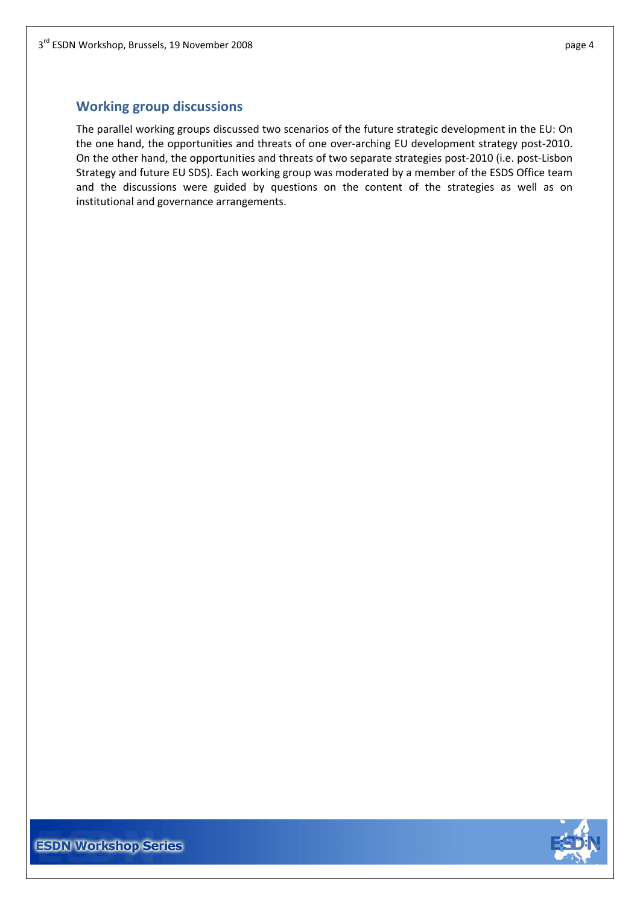## Working group discussions

The parallel working groups discussed two scenarios of the future strategic development in the EU: On the one hand, the opportunities and threats of one over-arching EU development strategy post-2010. On the other hand, the opportunities and threats of two separate strategies post-2010 (i.e. post-Lisbon Strategy and future EU SDS). Each working group was moderated by a member of the ESDS Office team and the discussions were guided by questions on the content of the strategies as well as on institutional and governance arrangements.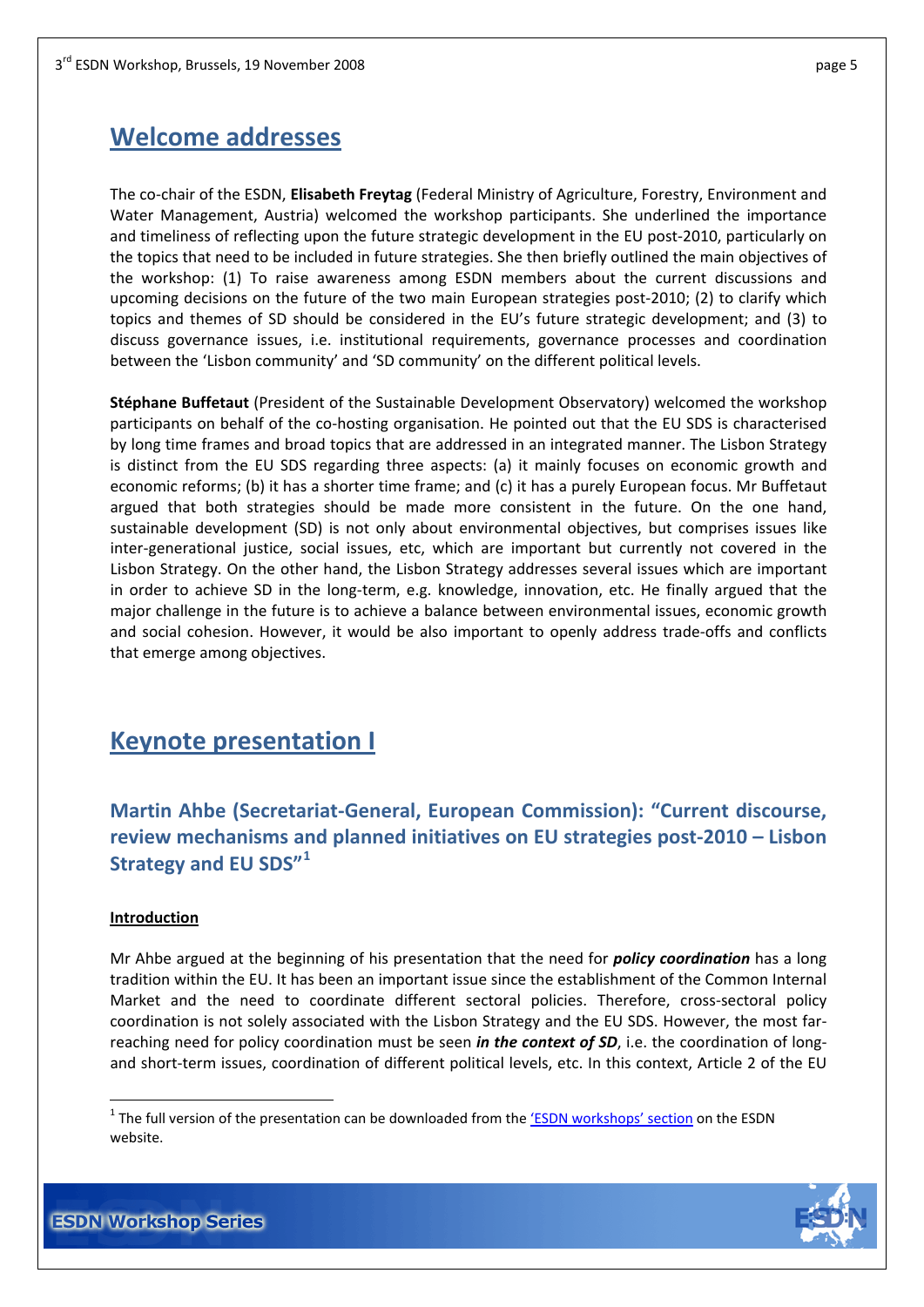# Welcome addresses

The co-chair of the ESDN, **Elisabeth Freytag** (Federal Ministry of Agriculture, Forestry, Environment and Water Management, Austria) welcomed the workshop participants. She underlined the importance and timeliness of reflecting upon the future strategic development in the EU post-2010, particularly on the topics that need to be included in future strategies. She then briefly outlined the main objectives of the workshop: (1) To raise awareness among ESDN members about the current discussions and upcoming decisions on the future of the two main European strategies post-2010; (2) to clarify which topics and themes of SD should be considered in the EU's future strategic development; and (3) to discuss governance issues, i.e. institutional requirements, governance processes and coordination between the 'Lisbon community' and 'SD community' on the different political levels.

**Stéphane Buffetaut** (President of the Sustainable Development Observatory) welcomed the workshop participants on behalf of the co-hosting organisation. He pointed out that the EU SDS is characterised by long time frames and broad topics that are addressed in an integrated manner. The Lisbon Strategy is distinct from the EU SDS regarding three aspects: (a) it mainly focuses on economic growth and economic reforms; (b) it has a shorter time frame; and (c) it has a purely European focus. Mr Buffetaut argued that both strategies should be made more consistent in the future. On the one hand, sustainable development (SD) is not only about environmental objectives, but comprises issues like inter-generational justice, social issues, etc, which are important but currently not covered in the Lisbon Strategy. On the other hand, the Lisbon Strategy addresses several issues which are important in order to achieve SD in the long-term, e.g. knowledge, innovation, etc. He finally argued that the major challenge in the future is to achieve a balance between environmental issues, economic growth and social cohesion. However, it would be also important to openly address trade-offs and conflicts that emerge among objectives.

# Keynote presentation I

## Martin Ahbe (Secretariat-General, European Commission): "Current discourse, review mechanisms and planned initiatives on EU strategies post-2010 – Lisbon Strategy and EU SDS"[1]

### Introduction

Mr Ahbe argued at the beginning of his presentation that the need for ***policy coordination*** has a long tradition within the EU. It has been an important issue since the establishment of the Common Internal Market and the need to coordinate different sectoral policies. Therefore, cross-sectoral policy coordination is not solely associated with the Lisbon Strategy and the EU SDS. However, the most far-reaching need for policy coordination must be seen ***in the context of SD***, i.e. the coordination of long- and short-term issues, coordination of different political levels, etc. In this context, Article 2 of the EU

---

[1] The full version of the presentation can be downloaded from the 'ESDN workshops' section on the ESDN website.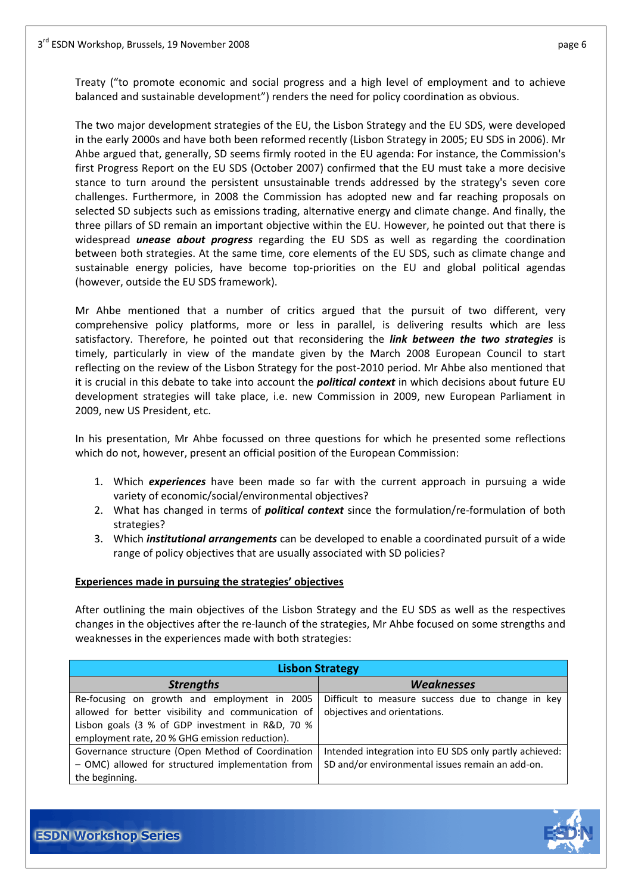Treaty ("to promote economic and social progress and a high level of employment and to achieve balanced and sustainable development") renders the need for policy coordination as obvious.

The two major development strategies of the EU, the Lisbon Strategy and the EU SDS, were developed in the early 2000s and have both been reformed recently (Lisbon Strategy in 2005; EU SDS in 2006). Mr Ahbe argued that, generally, SD seems firmly rooted in the EU agenda: For instance, the Commission's first Progress Report on the EU SDS (October 2007) confirmed that the EU must take a more decisive stance to turn around the persistent unsustainable trends addressed by the strategy's seven core challenges. Furthermore, in 2008 the Commission has adopted new and far reaching proposals on selected SD subjects such as emissions trading, alternative energy and climate change. And finally, the three pillars of SD remain an important objective within the EU. However, he pointed out that there is widespread ***unease about progress*** regarding the EU SDS as well as regarding the coordination between both strategies. At the same time, core elements of the EU SDS, such as climate change and sustainable energy policies, have become top-priorities on the EU and global political agendas (however, outside the EU SDS framework).

Mr Ahbe mentioned that a number of critics argued that the pursuit of two different, very comprehensive policy platforms, more or less in parallel, is delivering results which are less satisfactory. Therefore, he pointed out that reconsidering the ***link between the two strategies*** is timely, particularly in view of the mandate given by the March 2008 European Council to start reflecting on the review of the Lisbon Strategy for the post-2010 period. Mr Ahbe also mentioned that it is crucial in this debate to take into account the ***political context*** in which decisions about future EU development strategies will take place, i.e. new Commission in 2009, new European Parliament in 2009, new US President, etc.

In his presentation, Mr Ahbe focussed on three questions for which he presented some reflections which do not, however, present an official position of the European Commission:

1. Which ***experiences*** have been made so far with the current approach in pursuing a wide variety of economic/social/environmental objectives?
2. What has changed in terms of ***political context*** since the formulation/re-formulation of both strategies?
3. Which ***institutional arrangements*** can be developed to enable a coordinated pursuit of a wide range of policy objectives that are usually associated with SD policies?

**Experiences made in pursuing the strategies' objectives**

After outlining the main objectives of the Lisbon Strategy and the EU SDS as well as the respective changes in the objectives after the re-launch of the strategies, Mr Ahbe focused on some strengths and weaknesses in the experiences made with both strategies:

| **Lisbon Strategy** | |
|---|---|
| ***Strengths*** | ***Weaknesses*** |
| Re-focusing on growth and employment in 2005 allowed for better visibility and communication of Lisbon goals (3 % of GDP investment in R&D, 70 % employment rate, 20 % GHG emission reduction). | Difficult to measure success due to change in key objectives and orientations. |
| Governance structure (Open Method of Coordination – OMC) allowed for structured implementation from the beginning. | Intended integration into EU SDS only partly achieved: SD and/or environmental issues remain an add-on. |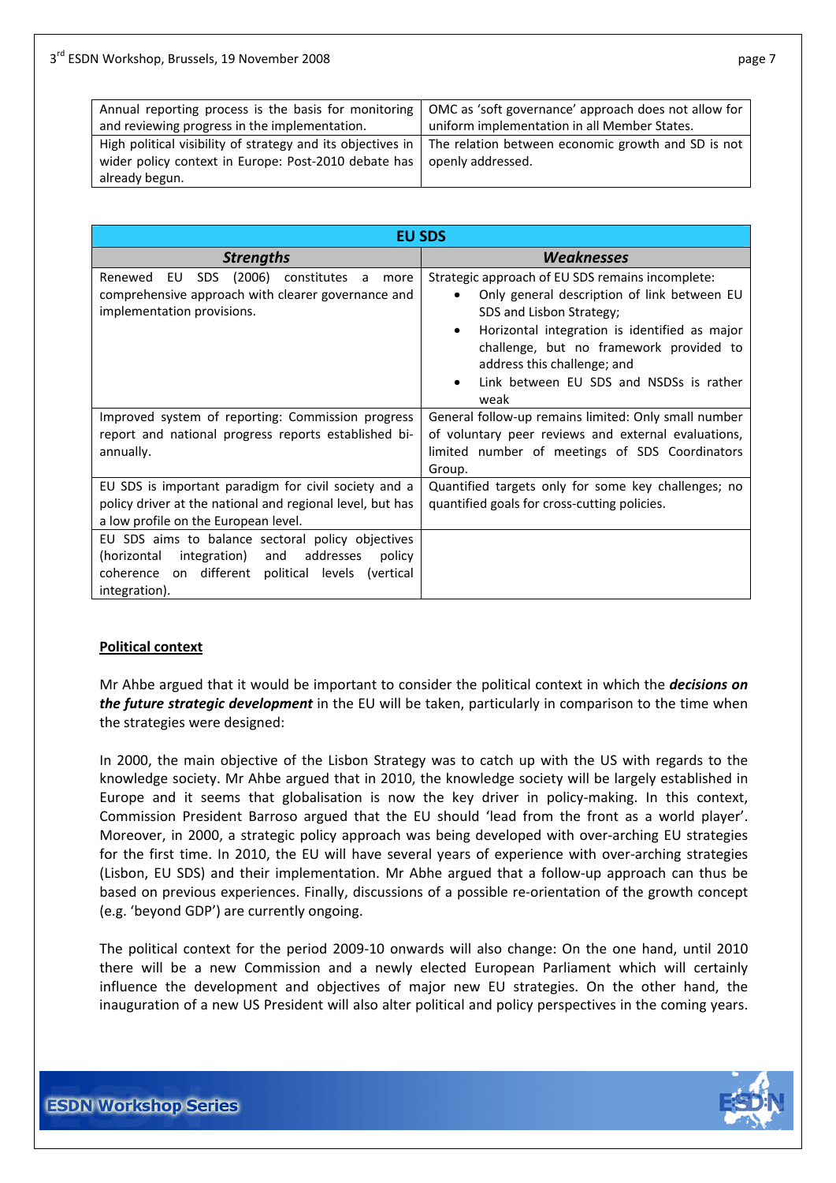| | |
|---|---|
| Annual reporting process is the basis for monitoring and reviewing progress in the implementation. | OMC as 'soft governance' approach does not allow for uniform implementation in all Member States. |
| High political visibility of strategy and its objectives in wider policy context in Europe: Post-2010 debate has already begun. | The relation between economic growth and SD is not openly addressed. |

| **EU SDS** | |
|---|---|
| ***Strengths*** | ***Weaknesses*** |
| Renewed EU SDS (2006) constitutes a more comprehensive approach with clearer governance and implementation provisions. | Strategic approach of EU SDS remains incomplete: <br>• Only general description of link between EU SDS and Lisbon Strategy; <br>• Horizontal integration is identified as major challenge, but no framework provided to address this challenge; and <br>• Link between EU SDS and NSDSs is rather weak |
| Improved system of reporting: Commission progress report and national progress reports established bi-annually. | General follow-up remains limited: Only small number of voluntary peer reviews and external evaluations, limited number of meetings of SDS Coordinators Group. |
| EU SDS is important paradigm for civil society and a policy driver at the national and regional level, but has a low profile on the European level. | Quantified targets only for some key challenges; no quantified goals for cross-cutting policies. |
| EU SDS aims to balance sectoral policy objectives (horizontal integration) and addresses policy coherence on different political levels (vertical integration). | |

**Political context**

Mr Ahbe argued that it would be important to consider the political context in which the ***decisions on the future strategic development*** in the EU will be taken, particularly in comparison to the time when the strategies were designed:

In 2000, the main objective of the Lisbon Strategy was to catch up with the US with regards to the knowledge society. Mr Ahbe argued that in 2010, the knowledge society will be largely established in Europe and it seems that globalisation is now the key driver in policy-making. In this context, Commission President Barroso argued that the EU should 'lead from the front as a world player'. Moreover, in 2000, a strategic policy approach was being developed with over-arching EU strategies for the first time. In 2010, the EU will have several years of experience with over-arching strategies (Lisbon, EU SDS) and their implementation. Mr Abhe argued that a follow-up approach can thus be based on previous experiences. Finally, discussions of a possible re-orientation of the growth concept (e.g. 'beyond GDP') are currently ongoing.

The political context for the period 2009-10 onwards will also change: On the one hand, until 2010 there will be a new Commission and a newly elected European Parliament which will certainly influence the development and objectives of major new EU strategies. On the other hand, the inauguration of a new US President will also alter political and policy perspectives in the coming years.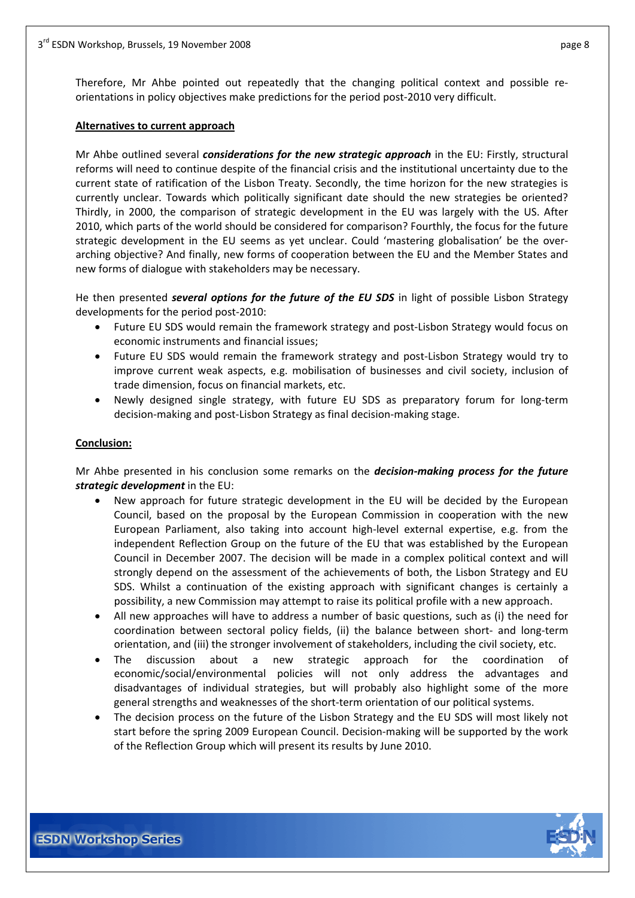Therefore, Mr Ahbe pointed out repeatedly that the changing political context and possible re-orientations in policy objectives make predictions for the period post-2010 very difficult.

**Alternatives to current approach**

Mr Ahbe outlined several ***considerations for the new strategic approach*** in the EU: Firstly, structural reforms will need to continue despite of the financial crisis and the institutional uncertainty due to the current state of ratification of the Lisbon Treaty. Secondly, the time horizon for the new strategies is currently unclear. Towards which politically significant date should the new strategies be oriented? Thirdly, in 2000, the comparison of strategic development in the EU was largely with the US. After 2010, which parts of the world should be considered for comparison? Fourthly, the focus for the future strategic development in the EU seems as yet unclear. Could 'mastering globalisation' be the over-arching objective? And finally, new forms of cooperation between the EU and the Member States and new forms of dialogue with stakeholders may be necessary.

He then presented ***several options for the future of the EU SDS*** in light of possible Lisbon Strategy developments for the period post-2010:

- Future EU SDS would remain the framework strategy and post-Lisbon Strategy would focus on economic instruments and financial issues;
- Future EU SDS would remain the framework strategy and post-Lisbon Strategy would try to improve current weak aspects, e.g. mobilisation of businesses and civil society, inclusion of trade dimension, focus on financial markets, etc.
- Newly designed single strategy, with future EU SDS as preparatory forum for long-term decision-making and post-Lisbon Strategy as final decision-making stage.

**Conclusion:**

Mr Ahbe presented in his conclusion some remarks on the ***decision-making process for the future strategic development*** in the EU:

- New approach for future strategic development in the EU will be decided by the European Council, based on the proposal by the European Commission in cooperation with the new European Parliament, also taking into account high-level external expertise, e.g. from the independent Reflection Group on the future of the EU that was established by the European Council in December 2007. The decision will be made in a complex political context and will strongly depend on the assessment of the achievements of both, the Lisbon Strategy and EU SDS. Whilst a continuation of the existing approach with significant changes is certainly a possibility, a new Commission may attempt to raise its political profile with a new approach.
- All new approaches will have to address a number of basic questions, such as (i) the need for coordination between sectoral policy fields, (ii) the balance between short- and long-term orientation, and (iii) the stronger involvement of stakeholders, including the civil society, etc.
- The discussion about a new strategic approach for the coordination of economic/social/environmental policies will not only address the advantages and disadvantages of individual strategies, but will probably also highlight some of the more general strengths and weaknesses of the short-term orientation of our political systems.
- The decision process on the future of the Lisbon Strategy and the EU SDS will most likely not start before the spring 2009 European Council. Decision-making will be supported by the work of the Reflection Group which will present its results by June 2010.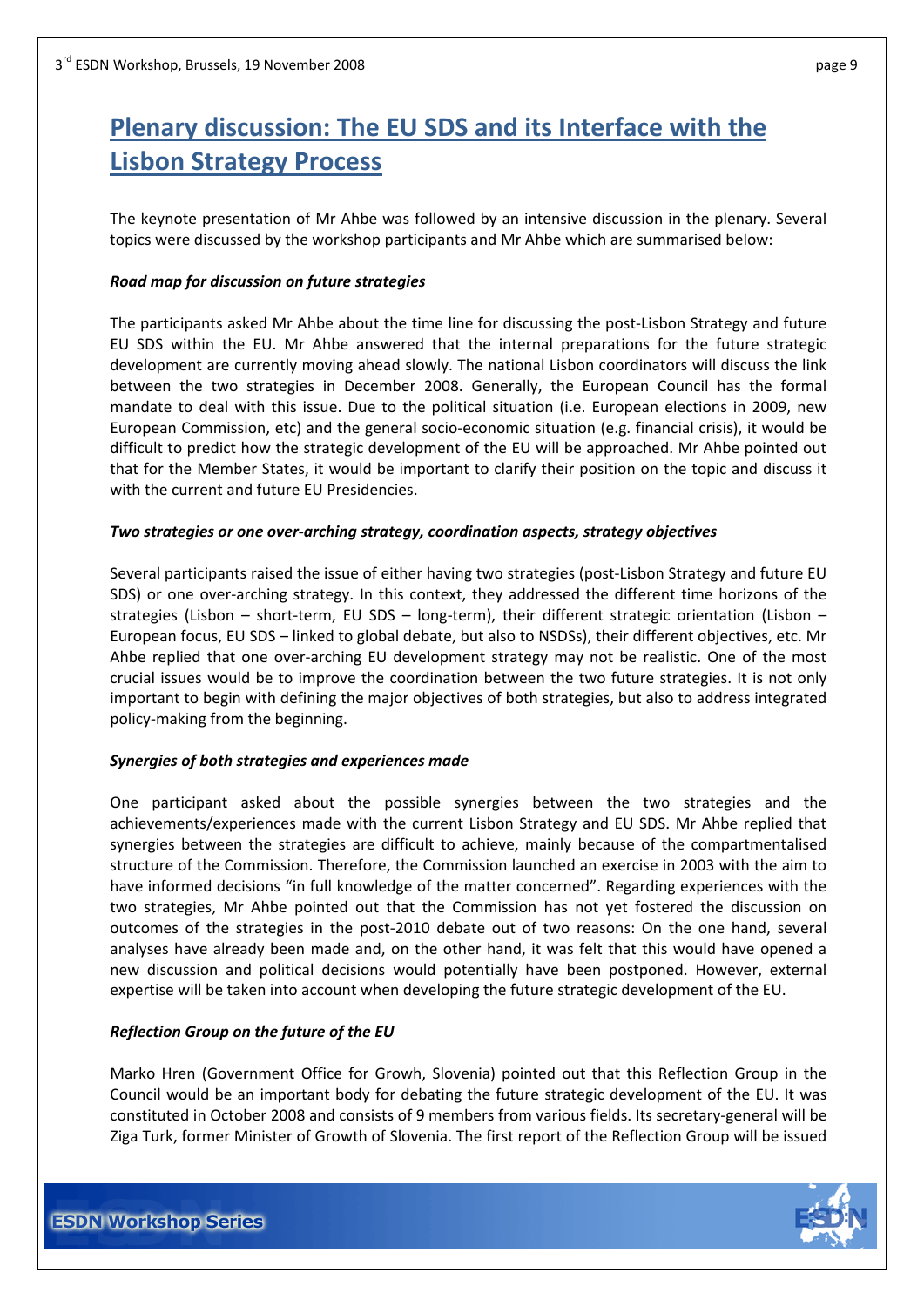# Plenary discussion: The EU SDS and its Interface with the Lisbon Strategy Process

The keynote presentation of Mr Ahbe was followed by an intensive discussion in the plenary. Several topics were discussed by the workshop participants and Mr Ahbe which are summarised below:

### *Road map for discussion on future strategies*

The participants asked Mr Ahbe about the time line for discussing the post-Lisbon Strategy and future EU SDS within the EU. Mr Ahbe answered that the internal preparations for the future strategic development are currently moving ahead slowly. The national Lisbon coordinators will discuss the link between the two strategies in December 2008. Generally, the European Council has the formal mandate to deal with this issue. Due to the political situation (i.e. European elections in 2009, new European Commission, etc) and the general socio-economic situation (e.g. financial crisis), it would be difficult to predict how the strategic development of the EU will be approached. Mr Ahbe pointed out that for the Member States, it would be important to clarify their position on the topic and discuss it with the current and future EU Presidencies.

### *Two strategies or one over-arching strategy, coordination aspects, strategy objectives*

Several participants raised the issue of either having two strategies (post-Lisbon Strategy and future EU SDS) or one over-arching strategy. In this context, they addressed the different time horizons of the strategies (Lisbon – short-term, EU SDS – long-term), their different strategic orientation (Lisbon – European focus, EU SDS – linked to global debate, but also to NSDSs), their different objectives, etc. Mr Ahbe replied that one over-arching EU development strategy may not be realistic. One of the most crucial issues would be to improve the coordination between the two future strategies. It is not only important to begin with defining the major objectives of both strategies, but also to address integrated policy-making from the beginning.

### *Synergies of both strategies and experiences made*

One participant asked about the possible synergies between the two strategies and the achievements/experiences made with the current Lisbon Strategy and EU SDS. Mr Ahbe replied that synergies between the strategies are difficult to achieve, mainly because of the compartmentalised structure of the Commission. Therefore, the Commission launched an exercise in 2003 with the aim to have informed decisions "in full knowledge of the matter concerned". Regarding experiences with the two strategies, Mr Ahbe pointed out that the Commission has not yet fostered the discussion on outcomes of the strategies in the post-2010 debate out of two reasons: On the one hand, several analyses have already been made and, on the other hand, it was felt that this would have opened a new discussion and political decisions would potentially have been postponed. However, external expertise will be taken into account when developing the future strategic development of the EU.

### *Reflection Group on the future of the EU*

Marko Hren (Government Office for Growth, Slovenia) pointed out that this Reflection Group in the Council would be an important body for debating the future strategic development of the EU. It was constituted in October 2008 and consists of 9 members from various fields. Its secretary-general will be Ziga Turk, former Minister of Growth of Slovenia. The first report of the Reflection Group will be issued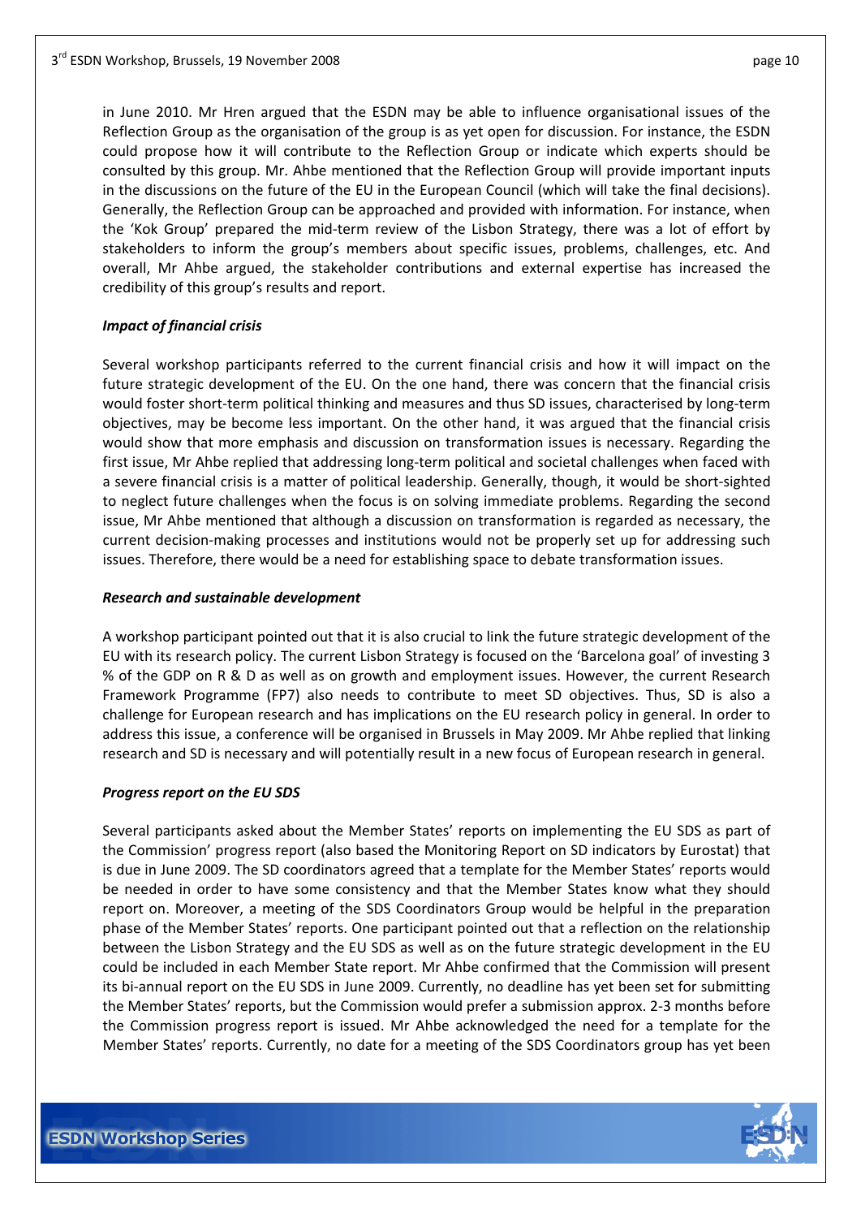in June 2010. Mr Hren argued that the ESDN may be able to influence organisational issues of the Reflection Group as the organisation of the group is as yet open for discussion. For instance, the ESDN could propose how it will contribute to the Reflection Group or indicate which experts should be consulted by this group. Mr. Ahbe mentioned that the Reflection Group will provide important inputs in the discussions on the future of the EU in the European Council (which will take the final decisions). Generally, the Reflection Group can be approached and provided with information. For instance, when the 'Kok Group' prepared the mid-term review of the Lisbon Strategy, there was a lot of effort by stakeholders to inform the group's members about specific issues, problems, challenges, etc. And overall, Mr Ahbe argued, the stakeholder contributions and external expertise has increased the credibility of this group's results and report.

***Impact of financial crisis***

Several workshop participants referred to the current financial crisis and how it will impact on the future strategic development of the EU. On the one hand, there was concern that the financial crisis would foster short-term political thinking and measures and thus SD issues, characterised by long-term objectives, may be become less important. On the other hand, it was argued that the financial crisis would show that more emphasis and discussion on transformation issues is necessary. Regarding the first issue, Mr Ahbe replied that addressing long-term political and societal challenges when faced with a severe financial crisis is a matter of political leadership. Generally, though, it would be short-sighted to neglect future challenges when the focus is on solving immediate problems. Regarding the second issue, Mr Ahbe mentioned that although a discussion on transformation is regarded as necessary, the current decision-making processes and institutions would not be properly set up for addressing such issues. Therefore, there would be a need for establishing space to debate transformation issues.

***Research and sustainable development***

A workshop participant pointed out that it is also crucial to link the future strategic development of the EU with its research policy. The current Lisbon Strategy is focused on the 'Barcelona goal' of investing 3 % of the GDP on R & D as well as on growth and employment issues. However, the current Research Framework Programme (FP7) also needs to contribute to meet SD objectives. Thus, SD is also a challenge for European research and has implications on the EU research policy in general. In order to address this issue, a conference will be organised in Brussels in May 2009. Mr Ahbe replied that linking research and SD is necessary and will potentially result in a new focus of European research in general.

***Progress report on the EU SDS***

Several participants asked about the Member States' reports on implementing the EU SDS as part of the Commission' progress report (also based the Monitoring Report on SD indicators by Eurostat) that is due in June 2009. The SD coordinators agreed that a template for the Member States' reports would be needed in order to have some consistency and that the Member States know what they should report on. Moreover, a meeting of the SDS Coordinators Group would be helpful in the preparation phase of the Member States' reports. One participant pointed out that a reflection on the relationship between the Lisbon Strategy and the EU SDS as well as on the future strategic development in the EU could be included in each Member State report. Mr Ahbe confirmed that the Commission will present its bi-annual report on the EU SDS in June 2009. Currently, no deadline has yet been set for submitting the Member States' reports, but the Commission would prefer a submission approx. 2-3 months before the Commission progress report is issued. Mr Ahbe acknowledged the need for a template for the Member States' reports. Currently, no date for a meeting of the SDS Coordinators group has yet been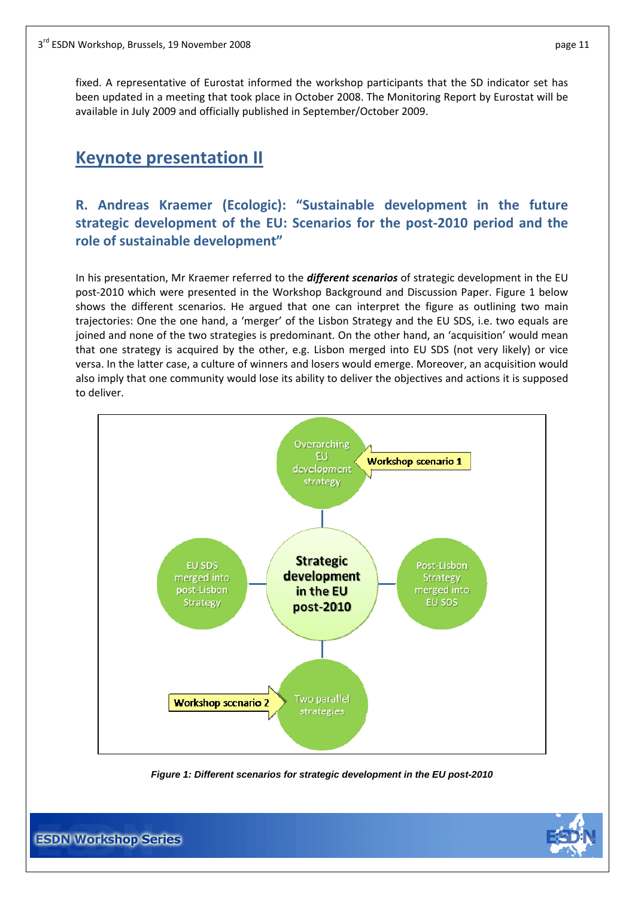fixed. A representative of Eurostat informed the workshop participants that the SD indicator set has been updated in a meeting that took place in October 2008. The Monitoring Report by Eurostat will be available in July 2009 and officially published in September/October 2009.

# Keynote presentation II

## R. Andreas Kraemer (Ecologic): "Sustainable development in the future strategic development of the EU: Scenarios for the post-2010 period and the role of sustainable development"

In his presentation, Mr Kraemer referred to the ***different scenarios*** of strategic development in the EU post-2010 which were presented in the Workshop Background and Discussion Paper. Figure 1 below shows the different scenarios. He argued that one can interpret the figure as outlining two main trajectories: One the one hand, a 'merger' of the Lisbon Strategy and the EU SDS, i.e. two equals are joined and none of the two strategies is predominant. On the other hand, an 'acquisition' would mean that one strategy is acquired by the other, e.g. Lisbon merged into EU SDS (not very likely) or vice versa. In the latter case, a culture of winners and losers would emerge. Moreover, an acquisition would also imply that one community would lose its ability to deliver the objectives and actions it is supposed to deliver.

Overarching EU development strategy

Workshop scenario 1

EU SDS merged into post-Lisbon Strategy

Strategic development in the EU post-2010

Post-Lisbon Strategy merged into EU SDS

Workshop scenario 2

Two parallel strategies

*Figure 1: Different scenarios for strategic development in the EU post-2010*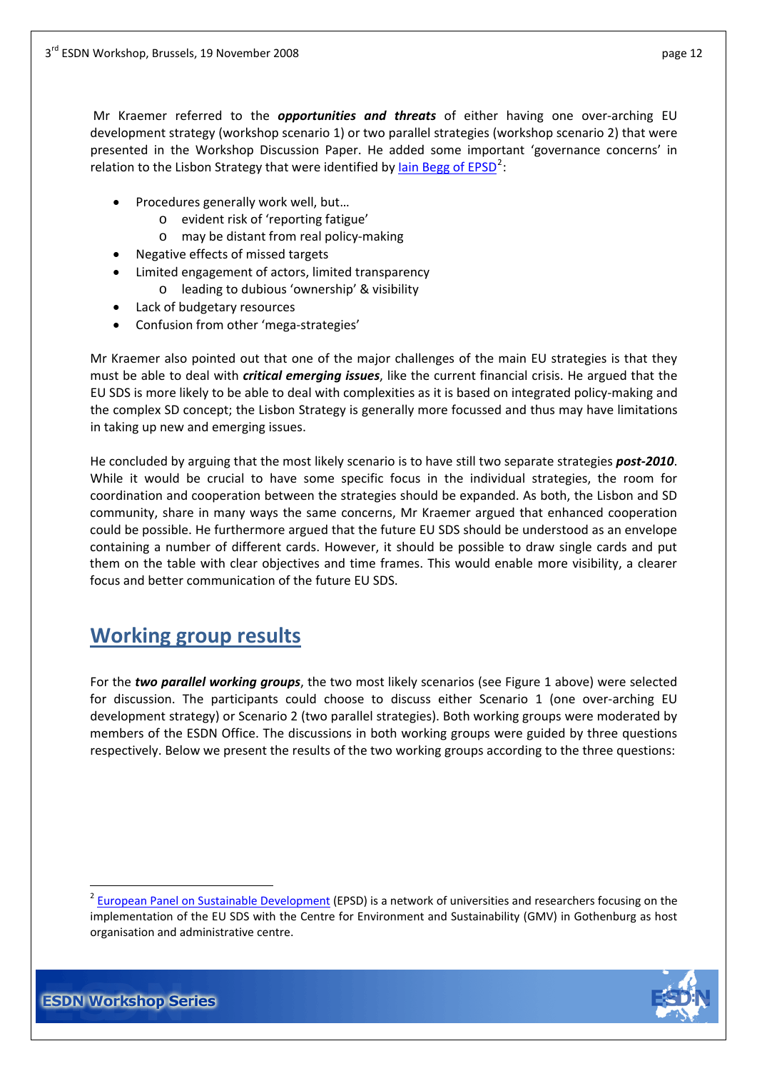Mr Kraemer referred to the ***opportunities and threats*** of either having one over-arching EU development strategy (workshop scenario 1) or two parallel strategies (workshop scenario 2) that were presented in the Workshop Discussion Paper. He added some important 'governance concerns' in relation to the Lisbon Strategy that were identified by Iain Begg of EPSD[2]:

- Procedures generally work well, but…
  - evident risk of 'reporting fatigue'
  - may be distant from real policy-making
- Negative effects of missed targets
- Limited engagement of actors, limited transparency
  - leading to dubious 'ownership' & visibility
- Lack of budgetary resources
- Confusion from other 'mega-strategies'

Mr Kraemer also pointed out that one of the major challenges of the main EU strategies is that they must be able to deal with ***critical emerging issues***, like the current financial crisis. He argued that the EU SDS is more likely to be able to deal with complexities as it is based on integrated policy-making and the complex SD concept; the Lisbon Strategy is generally more focussed and thus may have limitations in taking up new and emerging issues.

He concluded by arguing that the most likely scenario is to have still two separate strategies ***post-2010***. While it would be crucial to have some specific focus in the individual strategies, the room for coordination and cooperation between the strategies should be expanded. As both, the Lisbon and SD community, share in many ways the same concerns, Mr Kraemer argued that enhanced cooperation could be possible. He furthermore argued that the future EU SDS should be understood as an envelope containing a number of different cards. However, it should be possible to draw single cards and put them on the table with clear objectives and time frames. This would enable more visibility, a clearer focus and better communication of the future EU SDS.

## Working group results

For the ***two parallel working groups***, the two most likely scenarios (see Figure 1 above) were selected for discussion. The participants could choose to discuss either Scenario 1 (one over-arching EU development strategy) or Scenario 2 (two parallel strategies). Both working groups were moderated by members of the ESDN Office. The discussions in both working groups were guided by three questions respectively. Below we present the results of the two working groups according to the three questions:

[2] European Panel on Sustainable Development (EPSD) is a network of universities and researchers focusing on the implementation of the EU SDS with the Centre for Environment and Sustainability (GMV) in Gothenburg as host organisation and administrative centre.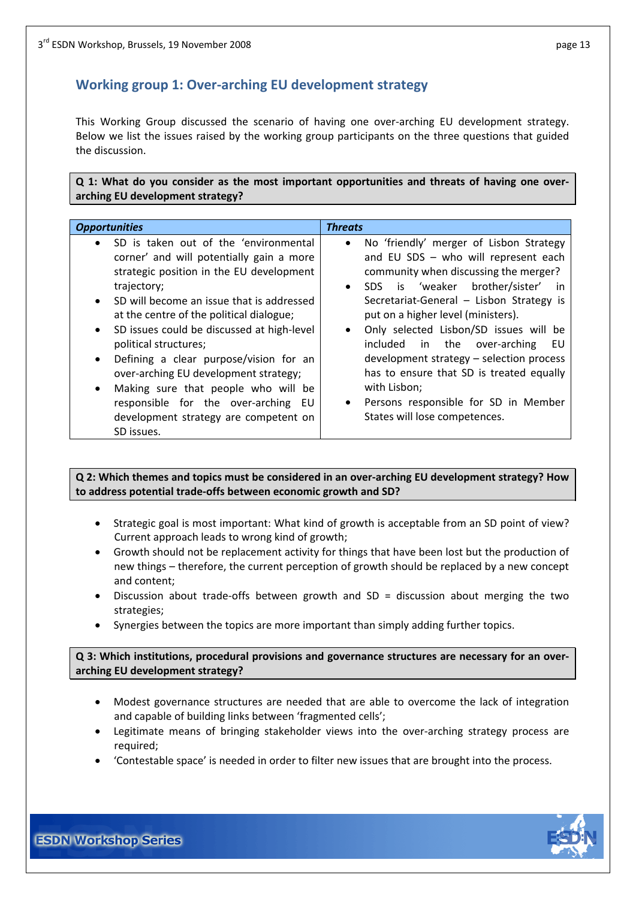## Working group 1: Over-arching EU development strategy

This Working Group discussed the scenario of having one over-arching EU development strategy. Below we list the issues raised by the working group participants on the three questions that guided the discussion.

**Q 1: What do you consider as the most important opportunities and threats of having one over-arching EU development strategy?**

| *Opportunities* | *Threats* |
|---|---|
| • SD is taken out of the 'environmental corner' and will potentially gain a more strategic position in the EU development trajectory;<br>• SD will become an issue that is addressed at the centre of the political dialogue;<br>• SD issues could be discussed at high-level political structures;<br>• Defining a clear purpose/vision for an over-arching EU development strategy;<br>• Making sure that people who will be responsible for the over-arching EU development strategy are competent on SD issues. | • No 'friendly' merger of Lisbon Strategy and EU SDS – who will represent each community when discussing the merger?<br>• SDS is 'weaker brother/sister' in Secretariat-General – Lisbon Strategy is put on a higher level (ministers).<br>• Only selected Lisbon/SD issues will be included in the over-arching EU development strategy – selection process has to ensure that SD is treated equally with Lisbon;<br>• Persons responsible for SD in Member States will lose competences. |

**Q 2: Which themes and topics must be considered in an over-arching EU development strategy? How to address potential trade-offs between economic growth and SD?**

- Strategic goal is most important: What kind of growth is acceptable from an SD point of view? Current approach leads to wrong kind of growth;
- Growth should not be replacement activity for things that have been lost but the production of new things – therefore, the current perception of growth should be replaced by a new concept and content;
- Discussion about trade-offs between growth and SD = discussion about merging the two strategies;
- Synergies between the topics are more important than simply adding further topics.

**Q 3: Which institutions, procedural provisions and governance structures are necessary for an over-arching EU development strategy?**

- Modest governance structures are needed that are able to overcome the lack of integration and capable of building links between 'fragmented cells';
- Legitimate means of bringing stakeholder views into the over-arching strategy process are required;
- 'Contestable space' is needed in order to filter new issues that are brought into the process.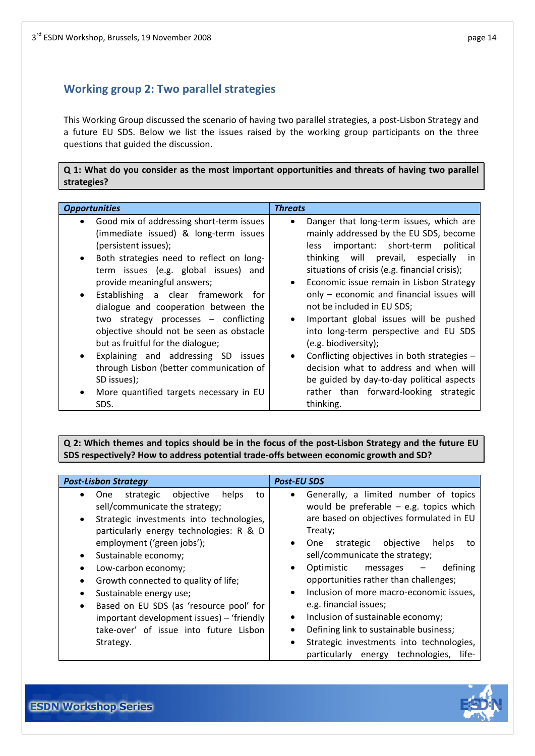## Working group 2: Two parallel strategies

This Working Group discussed the scenario of having two parallel strategies, a post-Lisbon Strategy and a future EU SDS. Below we list the issues raised by the working group participants on the three questions that guided the discussion.

**Q 1: What do you consider as the most important opportunities and threats of having two parallel strategies?**

| *Opportunities* | *Threats* |
|---|---|
| • Good mix of addressing short-term issues (immediate issued) & long-term issues (persistent issues);<br>• Both strategies need to reflect on long-term issues (e.g. global issues) and provide meaningful answers;<br>• Establishing a clear framework for dialogue and cooperation between the two strategy processes – conflicting objective should not be seen as obstacle but as fruitful for the dialogue;<br>• Explaining and addressing SD issues through Lisbon (better communication of SD issues);<br>• More quantified targets necessary in EU SDS. | • Danger that long-term issues, which are mainly addressed by the EU SDS, become less important: short-term political thinking will prevail, especially in situations of crisis (e.g. financial crisis);<br>• Economic issue remain in Lisbon Strategy only – economic and financial issues will not be included in EU SDS;<br>• Important global issues will be pushed into long-term perspective and EU SDS (e.g. biodiversity);<br>• Conflicting objectives in both strategies – decision what to address and when will be guided by day-to-day political aspects rather than forward-looking strategic thinking. |

**Q 2: Which themes and topics should be in the focus of the post-Lisbon Strategy and the future EU SDS respectively? How to address potential trade-offs between economic growth and SD?**

| *Post-Lisbon Strategy* | *Post-EU SDS* |
|---|---|
| • One strategic objective helps to sell/communicate the strategy;<br>• Strategic investments into technologies, particularly energy technologies: R & D employment ('green jobs');<br>• Sustainable economy;<br>• Low-carbon economy;<br>• Growth connected to quality of life;<br>• Sustainable energy use;<br>• Based on EU SDS (as 'resource pool' for important development issues) – 'friendly take-over' of issue into future Lisbon Strategy. | • Generally, a limited number of topics would be preferable – e.g. topics which are based on objectives formulated in EU Treaty;<br>• One strategic objective helps to sell/communicate the strategy;<br>• Optimistic messages – defining opportunities rather than challenges;<br>• Inclusion of more macro-economic issues, e.g. financial issues;<br>• Inclusion of sustainable economy;<br>• Defining link to sustainable business;<br>• Strategic investments into technologies, particularly energy technologies, life- |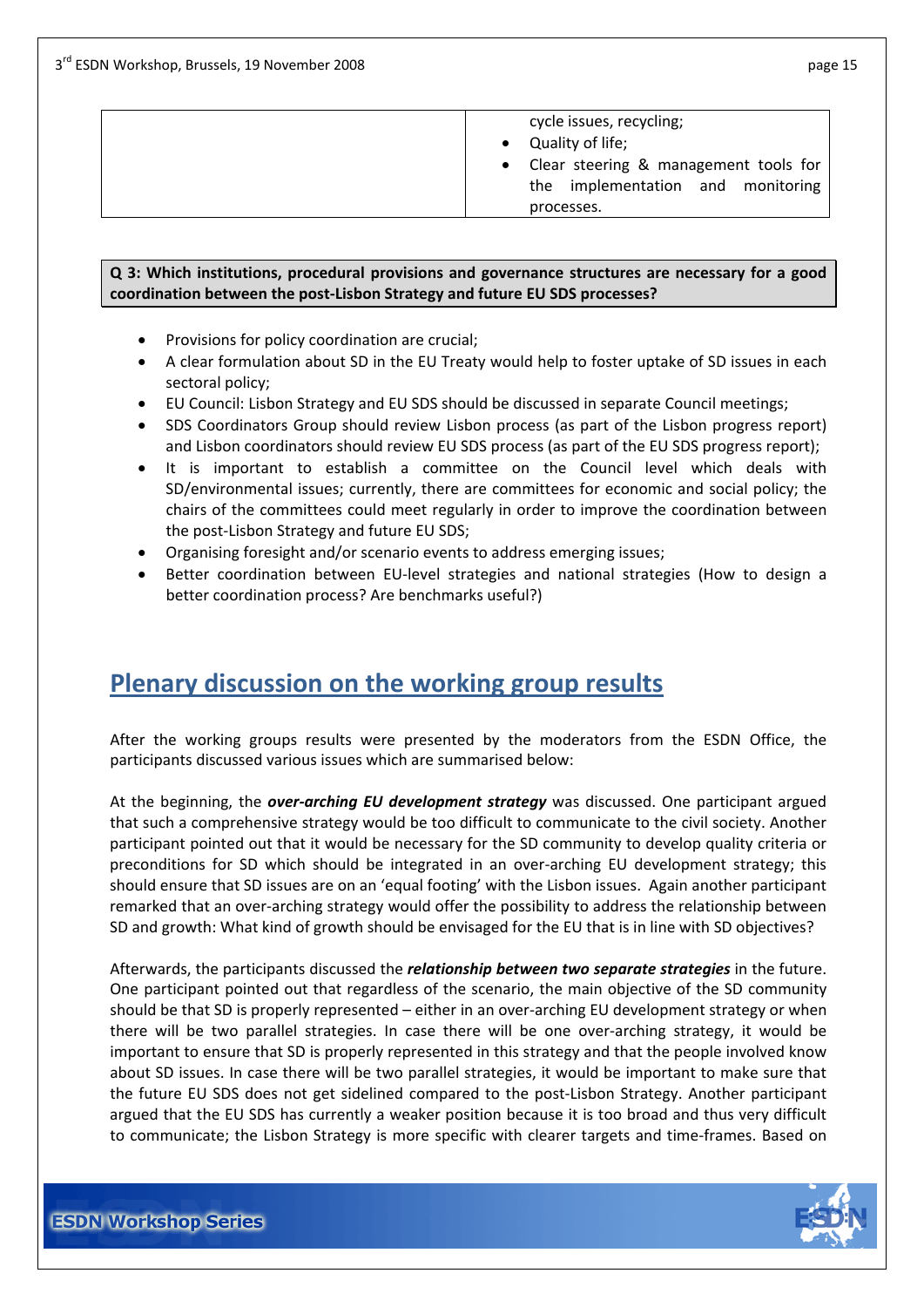| | |
|---|---|
| | cycle issues, recycling;<br>• Quality of life;<br>• Clear steering & management tools for the implementation and monitoring processes. |

**Q 3: Which institutions, procedural provisions and governance structures are necessary for a good coordination between the post-Lisbon Strategy and future EU SDS processes?**

- Provisions for policy coordination are crucial;
- A clear formulation about SD in the EU Treaty would help to foster uptake of SD issues in each sectoral policy;
- EU Council: Lisbon Strategy and EU SDS should be discussed in separate Council meetings;
- SDS Coordinators Group should review Lisbon process (as part of the Lisbon progress report) and Lisbon coordinators should review EU SDS process (as part of the EU SDS progress report);
- It is important to establish a committee on the Council level which deals with SD/environmental issues; currently, there are committees for economic and social policy; the chairs of the committees could meet regularly in order to improve the coordination between the post-Lisbon Strategy and future EU SDS;
- Organising foresight and/or scenario events to address emerging issues;
- Better coordination between EU-level strategies and national strategies (How to design a better coordination process? Are benchmarks useful?)

## Plenary discussion on the working group results

After the working groups results were presented by the moderators from the ESDN Office, the participants discussed various issues which are summarised below:

At the beginning, the ***over-arching EU development strategy*** was discussed. One participant argued that such a comprehensive strategy would be too difficult to communicate to the civil society. Another participant pointed out that it would be necessary for the SD community to develop quality criteria or preconditions for SD which should be integrated in an over-arching EU development strategy; this should ensure that SD issues are on an 'equal footing' with the Lisbon issues. Again another participant remarked that an over-arching strategy would offer the possibility to address the relationship between SD and growth: What kind of growth should be envisaged for the EU that is in line with SD objectives?

Afterwards, the participants discussed the ***relationship between two separate strategies*** in the future. One participant pointed out that regardless of the scenario, the main objective of the SD community should be that SD is properly represented – either in an over-arching EU development strategy or when there will be two parallel strategies. In case there will be one over-arching strategy, it would be important to ensure that SD is properly represented in this strategy and that the people involved know about SD issues. In case there will be two parallel strategies, it would be important to make sure that the future EU SDS does not get sidelined compared to the post-Lisbon Strategy. Another participant argued that the EU SDS has currently a weaker position because it is too broad and thus very difficult to communicate; the Lisbon Strategy is more specific with clearer targets and time-frames. Based on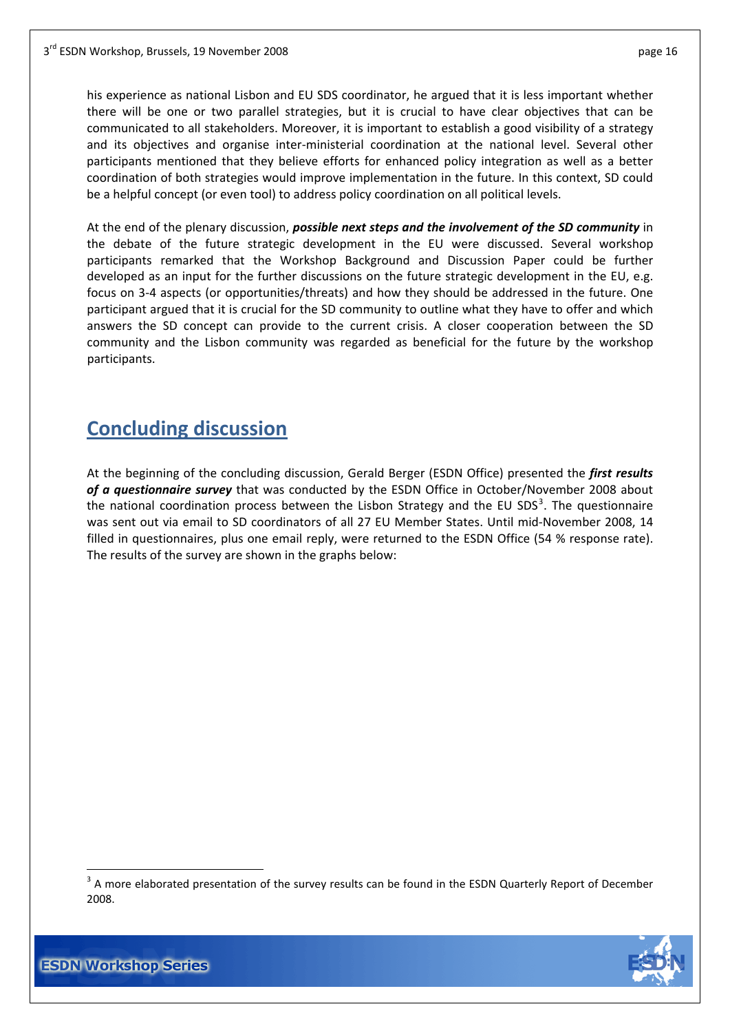his experience as national Lisbon and EU SDS coordinator, he argued that it is less important whether there will be one or two parallel strategies, but it is crucial to have clear objectives that can be communicated to all stakeholders. Moreover, it is important to establish a good visibility of a strategy and its objectives and organise inter-ministerial coordination at the national level. Several other participants mentioned that they believe efforts for enhanced policy integration as well as a better coordination of both strategies would improve implementation in the future. In this context, SD could be a helpful concept (or even tool) to address policy coordination on all political levels.

At the end of the plenary discussion, ***possible next steps and the involvement of the SD community*** in the debate of the future strategic development in the EU were discussed. Several workshop participants remarked that the Workshop Background and Discussion Paper could be further developed as an input for the further discussions on the future strategic development in the EU, e.g. focus on 3-4 aspects (or opportunities/threats) and how they should be addressed in the future. One participant argued that it is crucial for the SD community to outline what they have to offer and which answers the SD concept can provide to the current crisis. A closer cooperation between the SD community and the Lisbon community was regarded as beneficial for the future by the workshop participants.

## Concluding discussion

At the beginning of the concluding discussion, Gerald Berger (ESDN Office) presented the ***first results of a questionnaire survey*** that was conducted by the ESDN Office in October/November 2008 about the national coordination process between the Lisbon Strategy and the EU SDS[3]. The questionnaire was sent out via email to SD coordinators of all 27 EU Member States. Until mid-November 2008, 14 filled in questionnaires, plus one email reply, were returned to the ESDN Office (54 % response rate). The results of the survey are shown in the graphs below:

[3] A more elaborated presentation of the survey results can be found in the ESDN Quarterly Report of December 2008.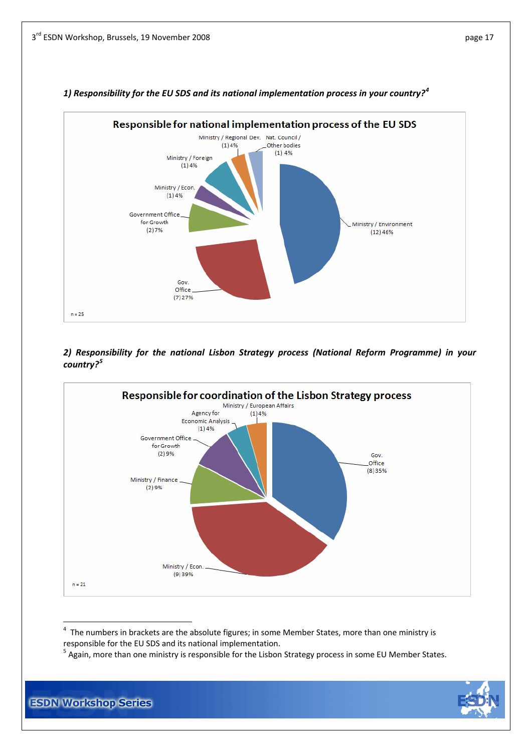*1) Responsibility for the EU SDS and its national implementation process in your country?*[4]

**Responsible for national implementation process of the EU SDS**

Ministry / Regional Dev. (1) 4%

Nat. Council / Other bodies (1) 4%

Ministry / Foreign (1) 4%

Ministry / Econ. (1) 4%

Government Office for Growth (2) 7%

Ministry / Environment (12) 46%

Gov. Office (7) 27%

n = 25

*2) Responsibility for the national Lisbon Strategy process (National Reform Programme) in your country?*[5]

**Responsible for coordination of the Lisbon Strategy process**

Ministry / European Affairs (1) 4%

Agency for Economic Analysis (1) 4%

Government Office for Growth (2) 9%

Ministry / Finance (2) 9%

Gov. Office (8) 35%

Ministry / Econ. (9) 39%

n = 21

---

[4] The numbers in brackets are the absolute figures; in some Member States, more than one ministry is responsible for the EU SDS and its national implementation.

[5] Again, more than one ministry is responsible for the Lisbon Strategy process in some EU Member States.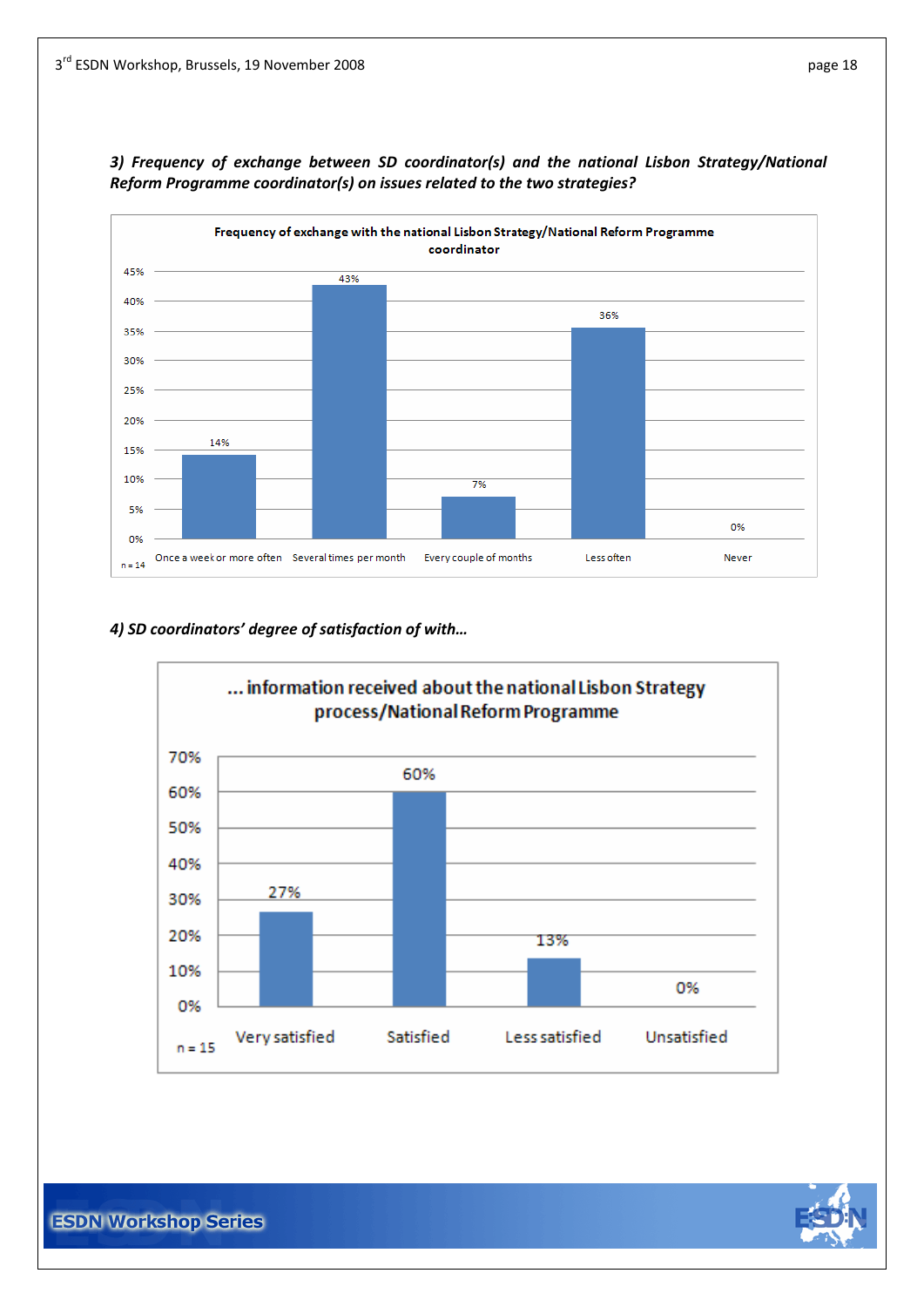***3) Frequency of exchange between SD coordinator(s) and the national Lisbon Strategy/National Reform Programme coordinator(s) on issues related to the two strategies?***

Frequency of exchange with the national Lisbon Strategy/National Reform Programme coordinator

45%
40%
35%
30%
25%
20%
15%
10%
5%
0%

14%
43%
7%
36%
0%

Once a week or more often
Several times per month
Every couple of months
Less often
Never

n = 14

***4) SD coordinators' degree of satisfaction with…***

… information received about the national Lisbon Strategy process/National Reform Programme

70%
60%
50%
40%
30%
20%
10%
0%

27%
60%
13%
0%

Very satisfied
Satisfied
Less satisfied
Unsatisfied

n = 15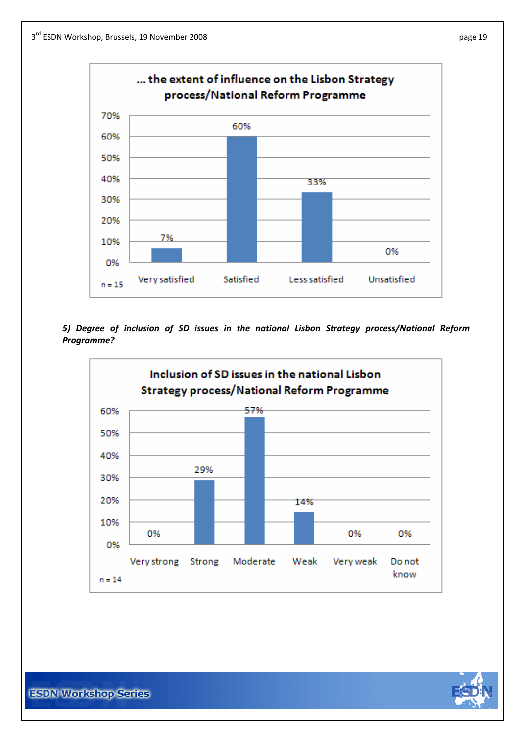**... the extent of influence on the Lisbon Strategy process/National Reform Programme**

| | Very satisfied | Satisfied | Less satisfied | Unsatisfied |
|---|---|---|---|---|
| n = 15 | 7% | 60% | 33% | 0% |

*5) Degree of inclusion of SD issues in the national Lisbon Strategy process/National Reform Programme?*

**Inclusion of SD issues in the national Lisbon Strategy process/National Reform Programme**

| | Very strong | Strong | Moderate | Weak | Very weak | Do not know |
|---|---|---|---|---|---|---|
| n = 14 | 0% | 29% | 57% | 14% | 0% | 0% |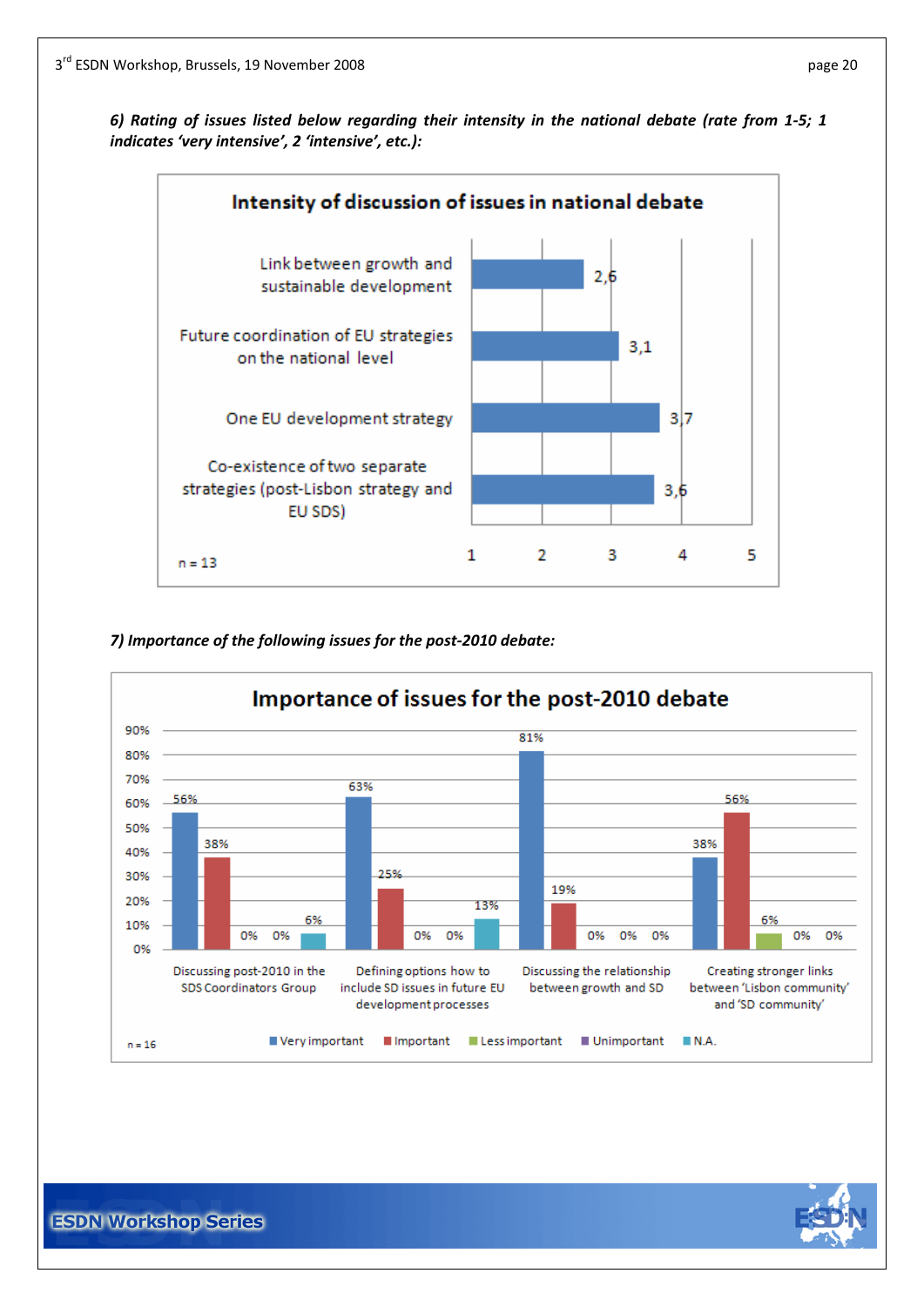*6) Rating of issues listed below regarding their intensity in the national debate (rate from 1-5; 1 indicates 'very intensive', 2 'intensive', etc.):*

Intensity of discussion of issues in national debate

Link between growth and sustainable development 2,6

Future coordination of EU strategies on the national level 3,1

One EU development strategy 3,7

Co-existence of two separate strategies (post-Lisbon strategy and EU SDS) 3,6

n = 13

1 2 3 4 5

*7) Importance of the following issues for the post-2010 debate:*

Importance of issues for the post-2010 debate

90% 80% 70% 60% 50% 40% 30% 20% 10% 0%

Discussing post-2010 in the SDS Coordinators Group: 56% 38% 0% 0% 6%

Defining options how to include SD issues in future EU development processes: 63% 25% 0% 0% 13%

Discussing the relationship between growth and SD: 81% 19% 0% 0% 0%

Creating stronger links between 'Lisbon community' and 'SD community': 38% 56% 6% 0% 0%

n = 16

Very important, Important, Less important, Unimportant, N.A.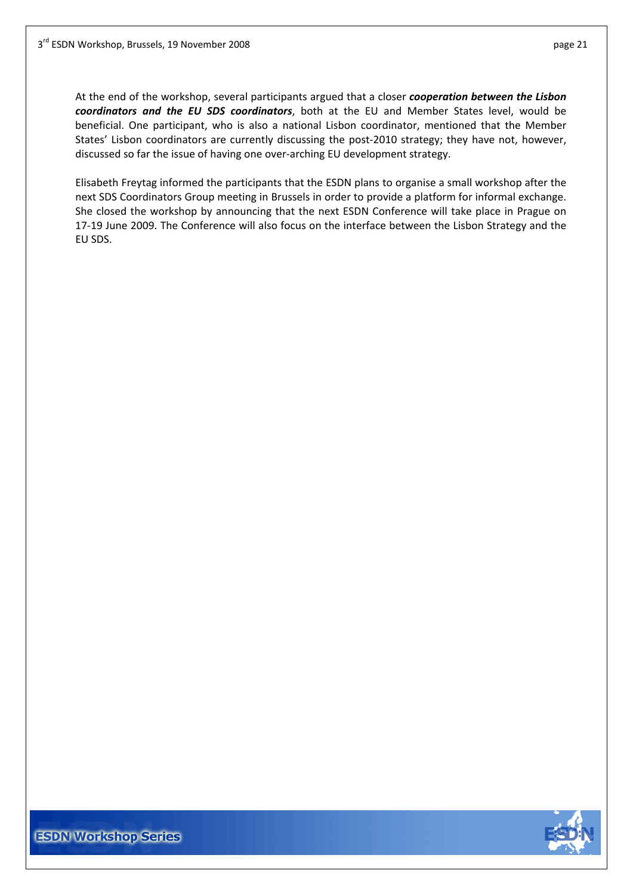At the end of the workshop, several participants argued that a closer ***cooperation between the Lisbon coordinators and the EU SDS coordinators***, both at the EU and Member States level, would be beneficial. One participant, who is also a national Lisbon coordinator, mentioned that the Member States' Lisbon coordinators are currently discussing the post-2010 strategy; they have not, however, discussed so far the issue of having one over-arching EU development strategy.

Elisabeth Freytag informed the participants that the ESDN plans to organise a small workshop after the next SDS Coordinators Group meeting in Brussels in order to provide a platform for informal exchange. She closed the workshop by announcing that the next ESDN Conference will take place in Prague on 17-19 June 2009. The Conference will also focus on the interface between the Lisbon Strategy and the EU SDS.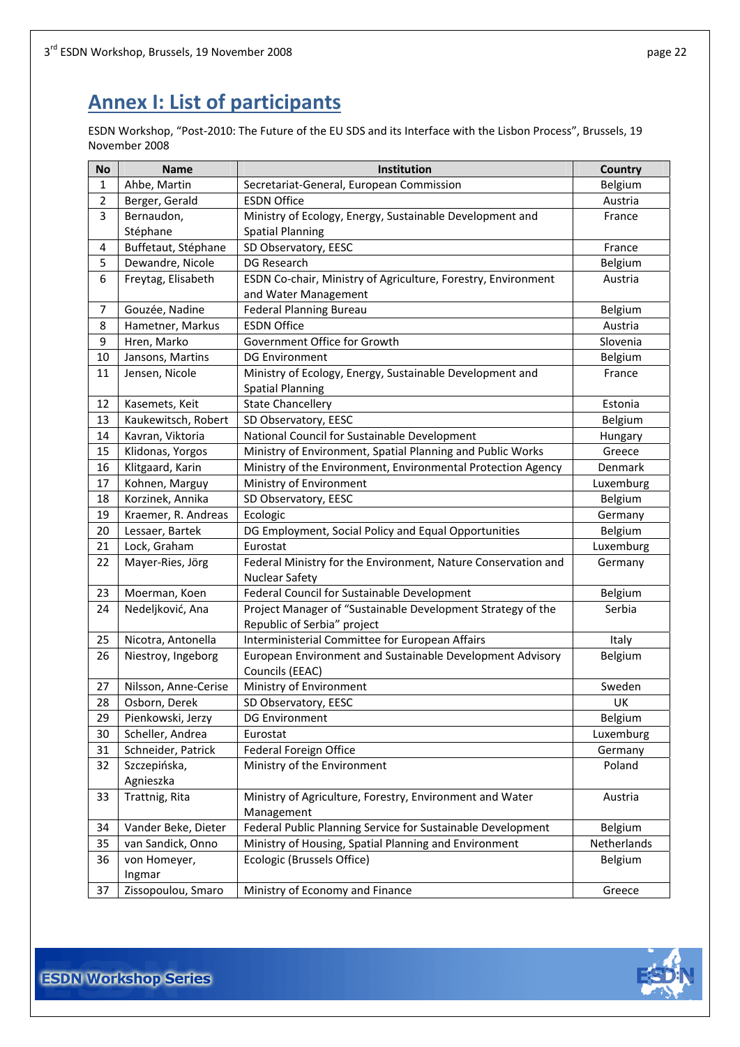# Annex I: List of participants

ESDN Workshop, "Post-2010: The Future of the EU SDS and its Interface with the Lisbon Process", Brussels, 19 November 2008

| No | Name | Institution | Country |
|---|---|---|---|
| 1 | Ahbe, Martin | Secretariat-General, European Commission | Belgium |
| 2 | Berger, Gerald | ESDN Office | Austria |
| 3 | Bernaudon, Stéphane | Ministry of Ecology, Energy, Sustainable Development and Spatial Planning | France |
| 4 | Buffetaut, Stéphane | SD Observatory, EESC | France |
| 5 | Dewandre, Nicole | DG Research | Belgium |
| 6 | Freytag, Elisabeth | ESDN Co-chair, Ministry of Agriculture, Forestry, Environment and Water Management | Austria |
| 7 | Gouzée, Nadine | Federal Planning Bureau | Belgium |
| 8 | Hametner, Markus | ESDN Office | Austria |
| 9 | Hren, Marko | Government Office for Growth | Slovenia |
| 10 | Jansons, Martins | DG Environment | Belgium |
| 11 | Jensen, Nicole | Ministry of Ecology, Energy, Sustainable Development and Spatial Planning | France |
| 12 | Kasemets, Keit | State Chancellery | Estonia |
| 13 | Kaukewitsch, Robert | SD Observatory, EESC | Belgium |
| 14 | Kavran, Viktoria | National Council for Sustainable Development | Hungary |
| 15 | Klidonas, Yorgos | Ministry of Environment, Spatial Planning and Public Works | Greece |
| 16 | Klitgaard, Karin | Ministry of the Environment, Environmental Protection Agency | Denmark |
| 17 | Kohnen, Marguy | Ministry of Environment | Luxemburg |
| 18 | Korzinek, Annika | SD Observatory, EESC | Belgium |
| 19 | Kraemer, R. Andreas | Ecologic | Germany |
| 20 | Lessaer, Bartek | DG Employment, Social Policy and Equal Opportunities | Belgium |
| 21 | Lock, Graham | Eurostat | Luxemburg |
| 22 | Mayer-Ries, Jörg | Federal Ministry for the Environment, Nature Conservation and Nuclear Safety | Germany |
| 23 | Moerman, Koen | Federal Council for Sustainable Development | Belgium |
| 24 | Nedeljković, Ana | Project Manager of "Sustainable Development Strategy of the Republic of Serbia" project | Serbia |
| 25 | Nicotra, Antonella | Interministerial Committee for European Affairs | Italy |
| 26 | Niestroy, Ingeborg | European Environment and Sustainable Development Advisory Councils (EEAC) | Belgium |
| 27 | Nilsson, Anne-Cerise | Ministry of Environment | Sweden |
| 28 | Osborn, Derek | SD Observatory, EESC | UK |
| 29 | Pienkowski, Jerzy | DG Environment | Belgium |
| 30 | Scheller, Andrea | Eurostat | Luxemburg |
| 31 | Schneider, Patrick | Federal Foreign Office | Germany |
| 32 | Szczepińska, Agnieszka | Ministry of the Environment | Poland |
| 33 | Trattnig, Rita | Ministry of Agriculture, Forestry, Environment and Water Management | Austria |
| 34 | Vander Beke, Dieter | Federal Public Planning Service for Sustainable Development | Belgium |
| 35 | van Sandick, Onno | Ministry of Housing, Spatial Planning and Environment | Netherlands |
| 36 | von Homeyer, Ingmar | Ecologic (Brussels Office) | Belgium |
| 37 | Zissopoulou, Smaro | Ministry of Economy and Finance | Greece |